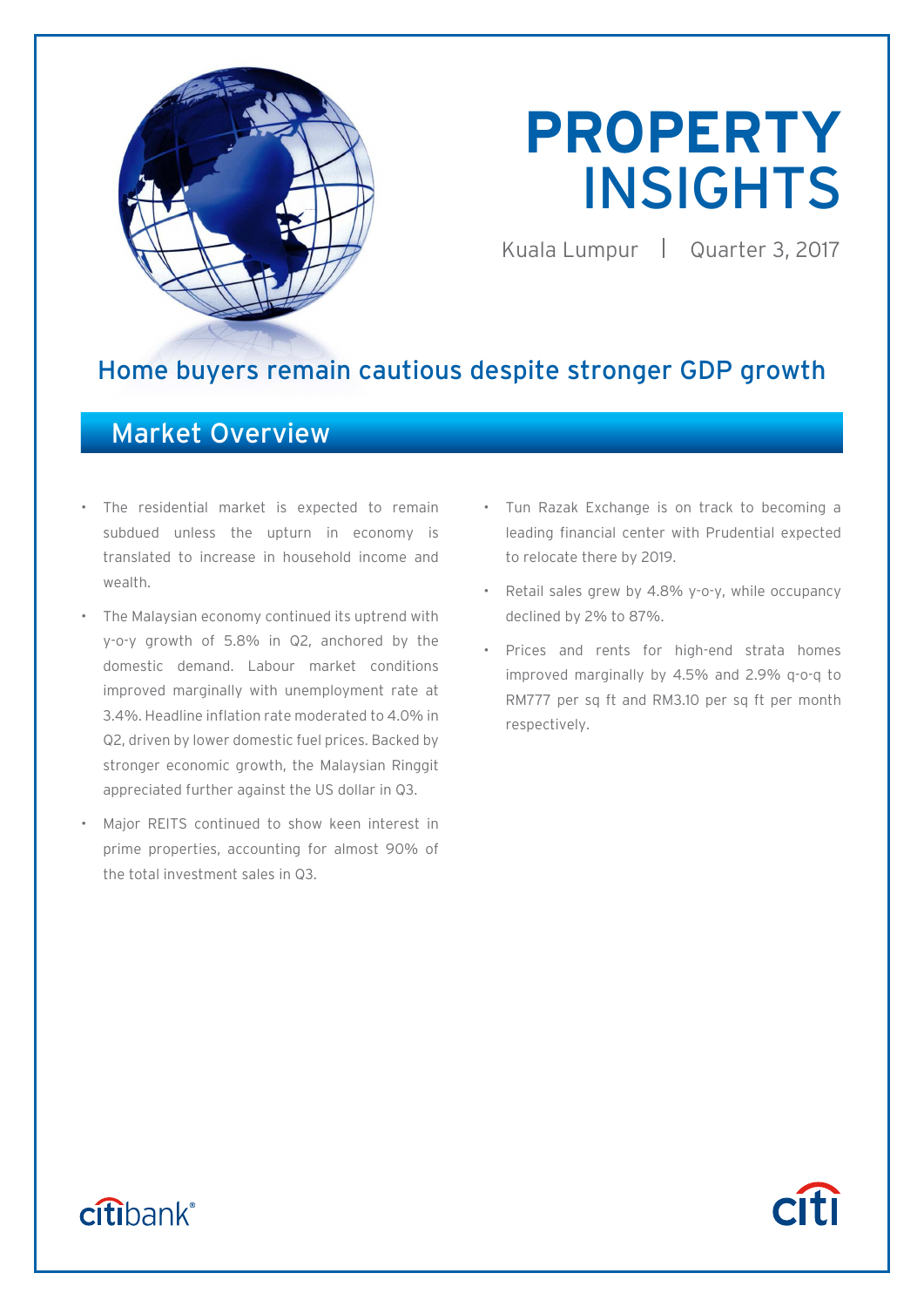# PROPERTY INSIGHTS

Kuala Lumpur | Quarter 3, 2017

## Home buyers remain cautious despite stronger GDP growth

## Market Overview

- The residential market is expected to remain subdued unless the upturn in economy is translated to increase in household income and wealth.
- The Malaysian economy continued its uptrend with y-o-y growth of 5.8% in Q2, anchored by the domestic demand. Labour market conditions improved marginally with unemployment rate at 3.4%. Headline inflation rate moderated to 4.0% in Q2, driven by lower domestic fuel prices. Backed by stronger economic growth, the Malaysian Ringgit appreciated further against the US dollar in Q3.
- Major REITS continued to show keen interest in prime properties, accounting for almost 90% of the total investment sales in Q3.
- Tun Razak Exchange is on track to becoming a leading financial center with Prudential expected to relocate there by 2019.
- Retail sales grew by 4.8% y-o-y, while occupancy declined by 2% to 87%.
- Prices and rents for high-end strata homes improved marginally by 4.5% and 2.9% q-o-q to RM777 per sq ft and RM3.10 per sq ft per month respectively.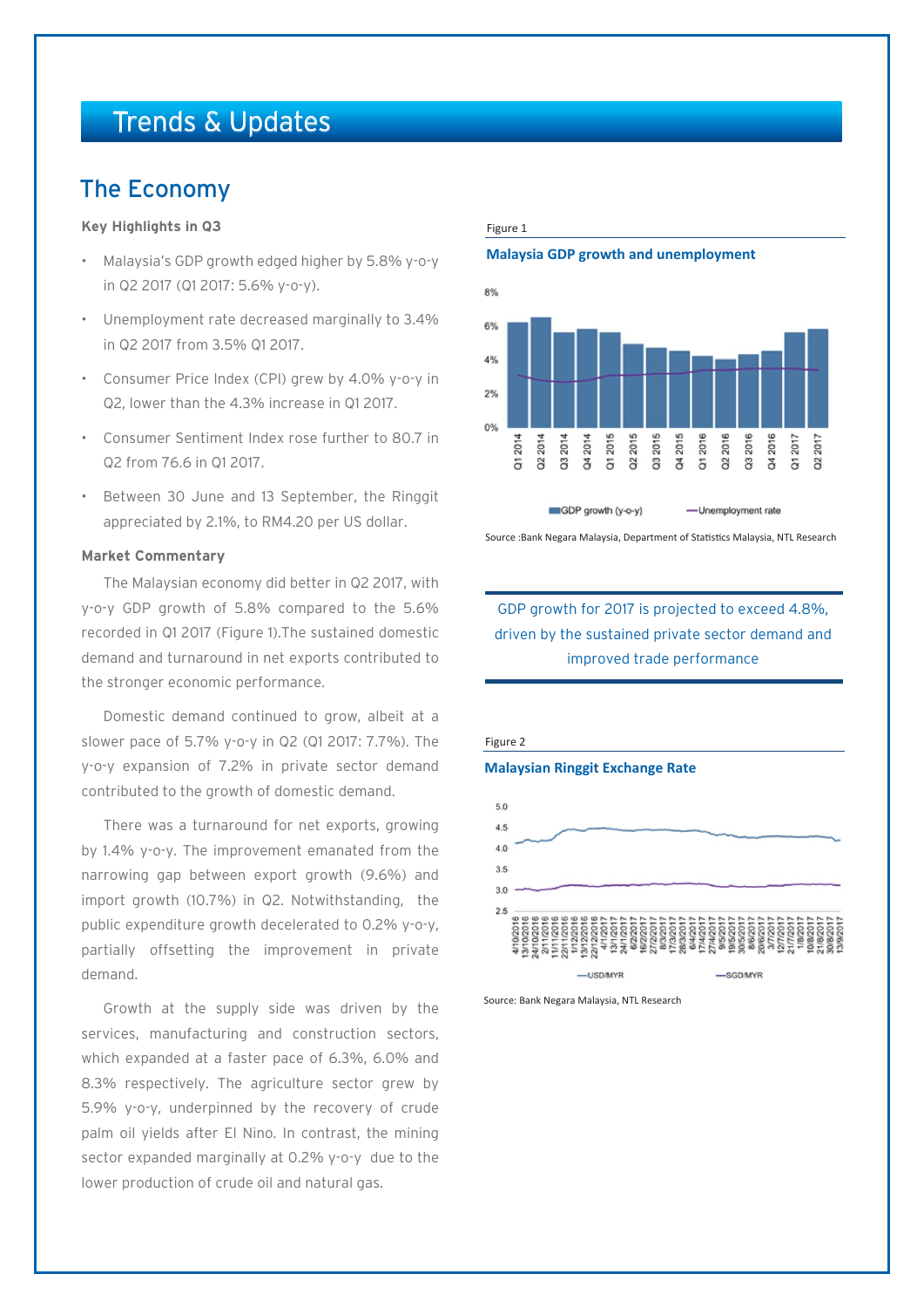# Trends & Updates

## The Economy

**Key Highlights in Q3**

- Malaysia's GDP growth edged higher by 5.8% y-o-y in Q2 2017 (Q1 2017: 5.6% y-o-y).
- Unemployment rate decreased marginally to 3.4% in Q2 2017 from 3.5% Q1 2017.
- Consumer Price Index (CPI) grew by 4.0% y-o-y in Q2, lower than the 4.3% increase in Q1 2017.
- Consumer Sentiment Index rose further to 80.7 in Q2 from 76.6 in Q1 2017.
- Between 30 June and 13 September, the Ringgit appreciated by 2.1%, to RM4.20 per US dollar.

**Market Commentary**

The Malaysian economy did better in Q2 2017, with y-o-y GDP growth of 5.8% compared to the 5.6% recorded in Q1 2017 (Figure 1).The sustained domestic demand and turnaround in net exports contributed to the stronger economic performance.

Domestic demand continued to grow, albeit at a slower pace of 5.7% y-o-y in Q2 (Q1 2017: 7.7%). The y-o-y expansion of 7.2% in private sector demand contributed to the growth of domestic demand.

There was a turnaround for net exports, growing by 1.4% y-o-y. The improvement emanated from the narrowing gap between export growth (9.6%) and import growth (10.7%) in Q2. Notwithstanding, the public expenditure growth decelerated to 0.2% y-o-y, partially offsetting the improvement in private demand.

Growth at the supply side was driven by the services, manufacturing and construction sectors, which expanded at a faster pace of 6.3%, 6.0% and 8.3% respectively. The agriculture sector grew by 5.9% y-o-y, underpinned by the recovery of crude palm oil yields after El Nino. In contrast, the mining sector expanded marginally at 0.2% y-o-y due to the lower production of crude oil and natural gas.

Figure 1

**Malaysia GDP growth and unemployment**

Source :Bank Negara Malaysia, Department of Statistics Malaysia, NTL Research

GDP growth for 2017 is projected to exceed 4.8%, driven by the sustained private sector demand and improved trade performance

Figure 2

**Malaysian Ringgit Exchange Rate**

Source: Bank Negara Malaysia, NTL Research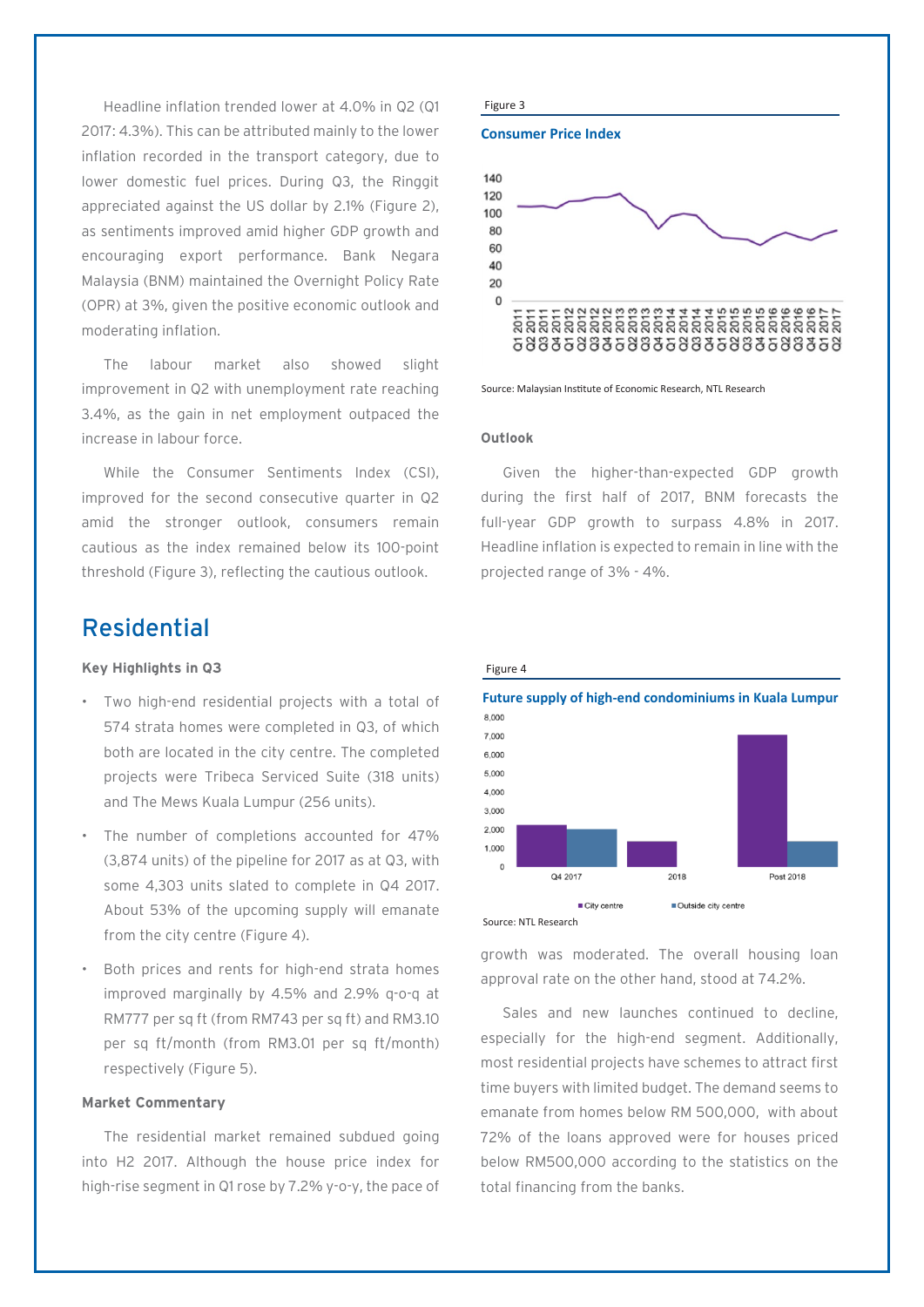Headline inflation trended lower at 4.0% in Q2 (Q1 2017: 4.3%). This can be attributed mainly to the lower inflation recorded in the transport category, due to lower domestic fuel prices. During Q3, the Ringgit appreciated against the US dollar by 2.1% (Figure 2), as sentiments improved amid higher GDP growth and encouraging export performance. Bank Negara Malaysia (BNM) maintained the Overnight Policy Rate (OPR) at 3%, given the positive economic outlook and moderating inflation.

The labour market also showed slight improvement in Q2 with unemployment rate reaching 3.4%, as the gain in net employment outpaced the increase in labour force.

While the Consumer Sentiments Index (CSI), improved for the second consecutive quarter in Q2 amid the stronger outlook, consumers remain cautious as the index remained below its 100-point threshold (Figure 3), reflecting the cautious outlook.

Figure 3

**Consumer Price Index**

Source: Malaysian Institute of Economic Research, NTL Research

### Outlook

Given the higher-than-expected GDP growth during the first half of 2017, BNM forecasts the full-year GDP growth to surpass 4.8% in 2017. Headline inflation is expected to remain in line with the projected range of 3% - 4%.

## Residential

### Key Highlights in Q3

- Two high-end residential projects with a total of 574 strata homes were completed in Q3, of which both are located in the city centre. The completed projects were Tribeca Serviced Suite (318 units) and The Mews Kuala Lumpur (256 units).
- The number of completions accounted for 47% (3,874 units) of the pipeline for 2017 as at Q3, with some 4,303 units slated to complete in Q4 2017. About 53% of the upcoming supply will emanate from the city centre (Figure 4).
- Both prices and rents for high-end strata homes improved marginally by 4.5% and 2.9% q-o-q at RM777 per sq ft (from RM743 per sq ft) and RM3.10 per sq ft/month (from RM3.01 per sq ft/month) respectively (Figure 5).

Figure 4

**Future supply of high-end condominiums in Kuala Lumpur**

Source: NTL Research

### Market Commentary

The residential market remained subdued going into H2 2017. Although the house price index for high-rise segment in Q1 rose by 7.2% y-o-y, the pace of growth was moderated. The overall housing loan approval rate on the other hand, stood at 74.2%.

Sales and new launches continued to decline, especially for the high-end segment. Additionally, most residential projects have schemes to attract first time buyers with limited budget. The demand seems to emanate from homes below RM 500,000, with about 72% of the loans approved were for houses priced below RM500,000 according to the statistics on the total financing from the banks.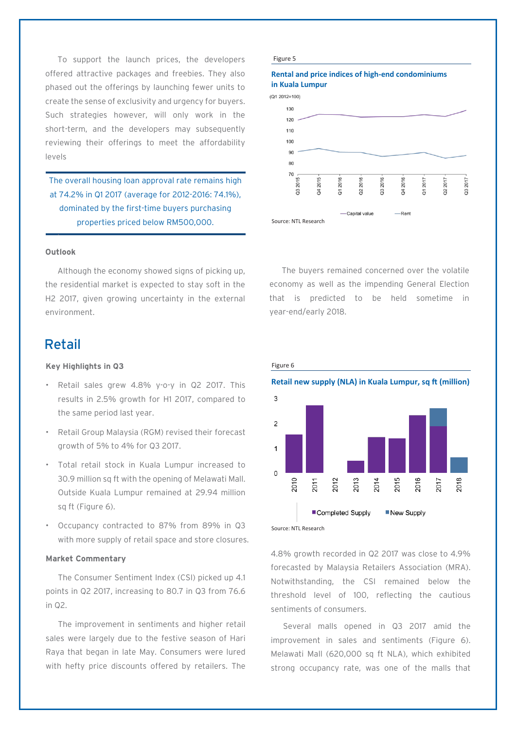To support the launch prices, the developers offered attractive packages and freebies. They also phased out the offerings by launching fewer units to create the sense of exclusivity and urgency for buyers. Such strategies however, will only work in the short-term, and the developers may subsequently reviewing their offerings to meet the affordability levels

> The overall housing loan approval rate remains high at 74.2% in Q1 2017 (average for 2012-2016: 74.1%), dominated by the first-time buyers purchasing properties priced below RM500,000.

Figure 5

**Rental and price indices of high-end condominiums in Kuala Lumpur**

(Q1 2012=100)

Source: NTL Research

**Outlook**

Although the economy showed signs of picking up, the residential market is expected to stay soft in the H2 2017, given growing uncertainty in the external environment.

The buyers remained concerned over the volatile economy as well as the impending General Election that is predicted to be held sometime in year-end/early 2018.

# Retail

**Key Highlights in Q3**

- Retail sales grew 4.8% y-o-y in Q2 2017. This results in 2.5% growth for H1 2017, compared to the same period last year.
- Retail Group Malaysia (RGM) revised their forecast growth of 5% to 4% for Q3 2017.
- Total retail stock in Kuala Lumpur increased to 30.9 million sq ft with the opening of Melawati Mall. Outside Kuala Lumpur remained at 29.94 million sq ft (Figure 6).
- Occupancy contracted to 87% from 89% in Q3 with more supply of retail space and store closures.

Figure 6

**Retail new supply (NLA) in Kuala Lumpur, sq ft (million)**

Source: NTL Research

**Market Commentary**

The Consumer Sentiment Index (CSI) picked up 4.1 points in Q2 2017, increasing to 80.7 in Q3 from 76.6 in Q2.

The improvement in sentiments and higher retail sales were largely due to the festive season of Hari Raya that began in late May. Consumers were lured with hefty price discounts offered by retailers. The 4.8% growth recorded in Q2 2017 was close to 4.9% forecasted by Malaysia Retailers Association (MRA). Notwithstanding, the CSI remained below the threshold level of 100, reflecting the cautious sentiments of consumers.

Several malls opened in Q3 2017 amid the improvement in sales and sentiments (Figure 6). Melawati Mall (620,000 sq ft NLA), which exhibited strong occupancy rate, was one of the malls that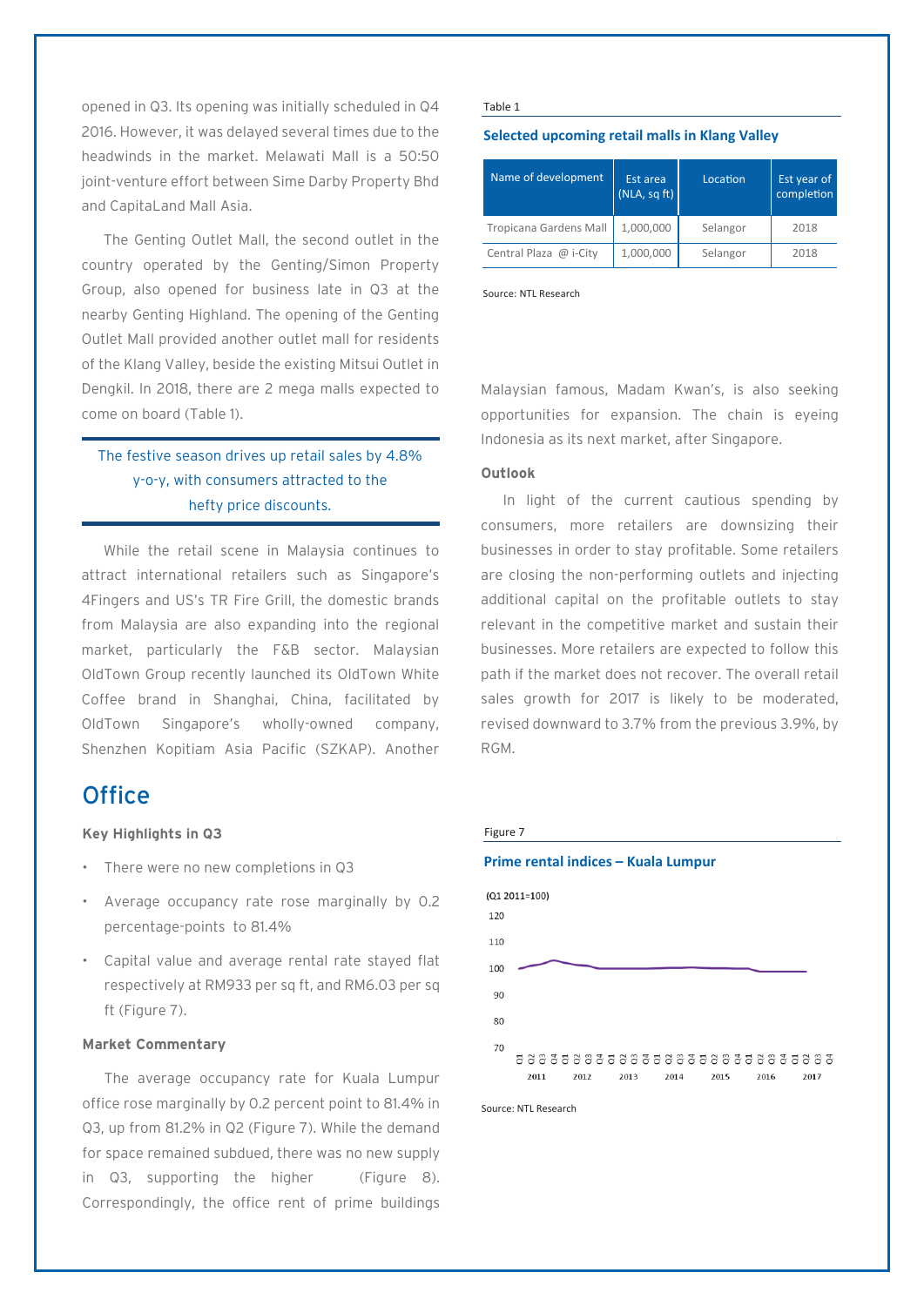opened in Q3. Its opening was initially scheduled in Q4 2016. However, it was delayed several times due to the headwinds in the market. Melawati Mall is a 50:50 joint-venture effort between Sime Darby Property Bhd and CapitaLand Mall Asia.

The Genting Outlet Mall, the second outlet in the country operated by the Genting/Simon Property Group, also opened for business late in Q3 at the nearby Genting Highland. The opening of the Genting Outlet Mall provided another outlet mall for residents of the Klang Valley, beside the existing Mitsui Outlet in Dengkil. In 2018, there are 2 mega malls expected to come on board (Table 1).

> The festive season drives up retail sales by 4.8% y-o-y, with consumers attracted to the hefty price discounts.

While the retail scene in Malaysia continues to attract international retailers such as Singapore's 4Fingers and US's TR Fire Grill, the domestic brands from Malaysia are also expanding into the regional market, particularly the F&B sector. Malaysian OldTown Group recently launched its OldTown White Coffee brand in Shanghai, China, facilitated by OldTown Singapore's wholly-owned company, Shenzhen Kopitiam Asia Pacific (SZKAP). Another Malaysian famous, Madam Kwan's, is also seeking opportunities for expansion. The chain is eyeing Indonesia as its next market, after Singapore.

Table 1

**Selected upcoming retail malls in Klang Valley**

| Name of development | Est area (NLA, sq ft) | Location | Est year of completion |
|---|---|---|---|
| Tropicana Gardens Mall | 1,000,000 | Selangor | 2018 |
| Central Plaza @ i-City | 1,000,000 | Selangor | 2018 |

Source: NTL Research

**Outlook**

In light of the current cautious spending by consumers, more retailers are downsizing their businesses in order to stay profitable. Some retailers are closing the non-performing outlets and injecting additional capital on the profitable outlets to stay relevant in the competitive market and sustain their businesses. More retailers are expected to follow this path if the market does not recover. The overall retail sales growth for 2017 is likely to be moderated, revised downward to 3.7% from the previous 3.9%, by RGM.

## Office

**Key Highlights in Q3**

- There were no new completions in Q3
- Average occupancy rate rose marginally by 0.2 percentage-points to 81.4%
- Capital value and average rental rate stayed flat respectively at RM933 per sq ft, and RM6.03 per sq ft (Figure 7).

**Market Commentary**

The average occupancy rate for Kuala Lumpur office rose marginally by 0.2 percent point to 81.4% in Q3, up from 81.2% in Q2 (Figure 7). While the demand for space remained subdued, there was no new supply in Q3, supporting the higher (Figure 8). Correspondingly, the office rent of prime buildings

Figure 7

**Prime rental indices – Kuala Lumpur**

(Q1 2011=100)

Source: NTL Research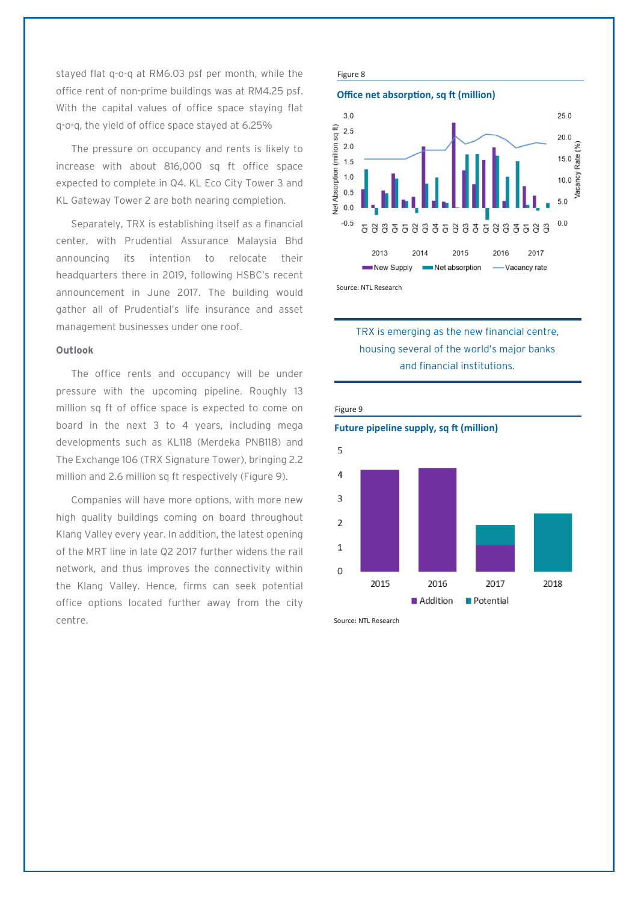stayed flat q-o-q at RM6.03 psf per month, while the office rent of non-prime buildings was at RM4.25 psf. With the capital values of office space staying flat q-o-q, the yield of office space stayed at 6.25%

The pressure on occupancy and rents is likely to increase with about 816,000 sq ft office space expected to complete in Q4. KL Eco City Tower 3 and KL Gateway Tower 2 are both nearing completion.

Separately, TRX is establishing itself as a financial center, with Prudential Assurance Malaysia Bhd announcing its intention to relocate their headquarters there in 2019, following HSBC's recent announcement in June 2017. The building would gather all of Prudential's life insurance and asset management businesses under one roof.

**Outlook**

The office rents and occupancy will be under pressure with the upcoming pipeline. Roughly 13 million sq ft of office space is expected to come on board in the next 3 to 4 years, including mega developments such as KL118 (Merdeka PNB118) and The Exchange 106 (TRX Signature Tower), bringing 2.2 million and 2.6 million sq ft respectively (Figure 9).

Companies will have more options, with more new high quality buildings coming on board throughout Klang Valley every year. In addition, the latest opening of the MRT line in late Q2 2017 further widens the rail network, and thus improves the connectivity within the Klang Valley. Hence, firms can seek potential office options located further away from the city centre.

Figure 8

**Office net absorption, sq ft (million)**

Source: NTL Research

TRX is emerging as the new financial centre, housing several of the world's major banks and financial institutions.

Figure 9

**Future pipeline supply, sq ft (million)**

Source: NTL Research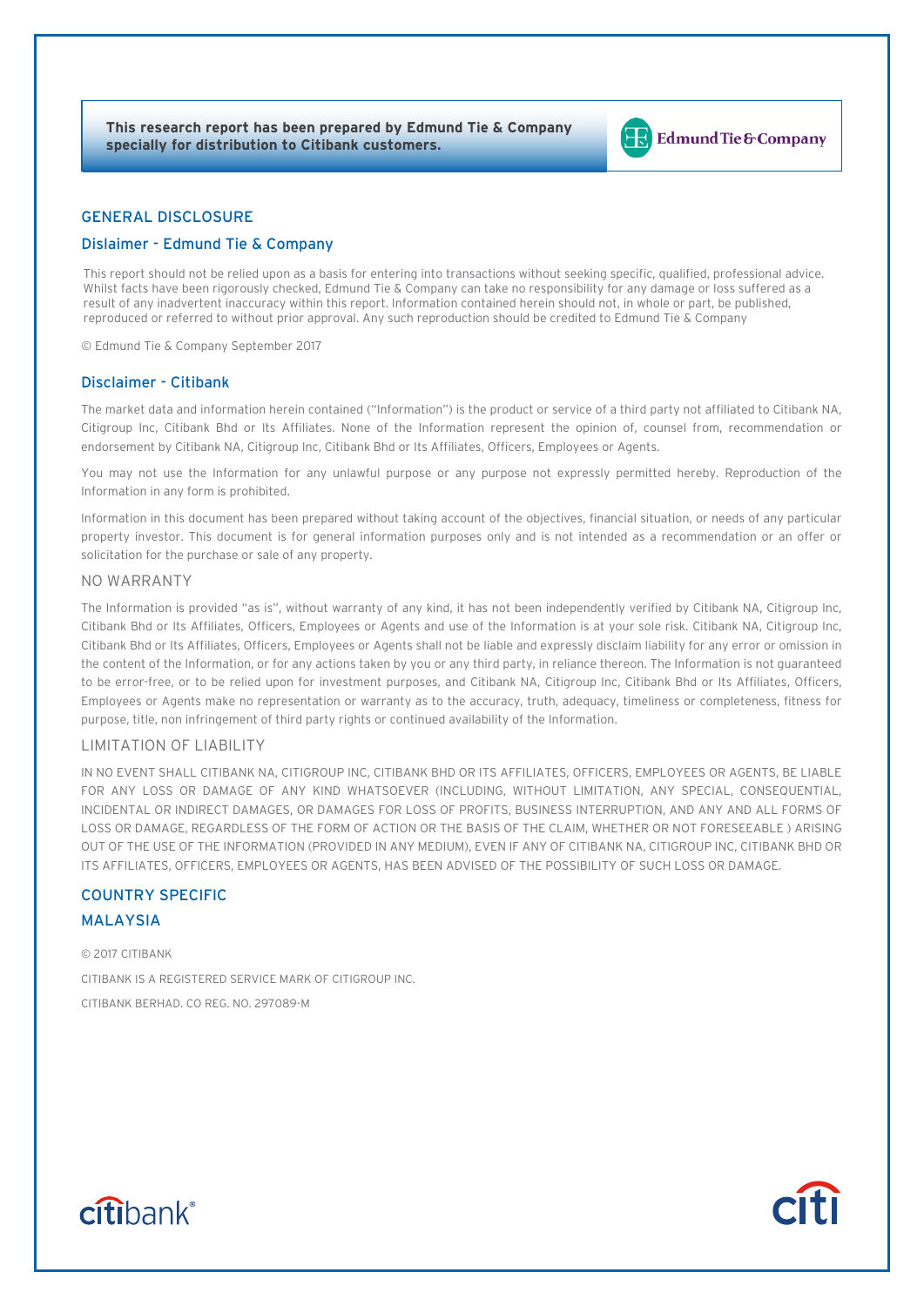**This research report has been prepared by Edmund Tie & Company specially for distribution to Citibank customers.**

Edmund Tie & Company

## GENERAL DISCLOSURE

### Dislaimer - Edmund Tie & Company

This report should not be relied upon as a basis for entering into transactions without seeking specific, qualified, professional advice. Whilst facts have been rigorously checked, Edmund Tie & Company can take no responsibility for any damage or loss suffered as a result of any inadvertent inaccuracy within this report. Information contained herein should not, in whole or part, be published, reproduced or referred to without prior approval. Any such reproduction should be credited to Edmund Tie & Company

© Edmund Tie & Company September 2017

### Disclaimer - Citibank

The market data and information herein contained ("Information") is the product or service of a third party not affiliated to Citibank NA, Citigroup Inc, Citibank Bhd or Its Affiliates. None of the Information represent the opinion of, counsel from, recommendation or endorsement by Citibank NA, Citigroup Inc, Citibank Bhd or Its Affiliates, Officers, Employees or Agents.

You may not use the Information for any unlawful purpose or any purpose not expressly permitted hereby. Reproduction of the Information in any form is prohibited.

Information in this document has been prepared without taking account of the objectives, financial situation, or needs of any particular property investor. This document is for general information purposes only and is not intended as a recommendation or an offer or solicitation for the purchase or sale of any property.

#### NO WARRANTY

The Information is provided "as is", without warranty of any kind, it has not been independently verified by Citibank NA, Citigroup Inc, Citibank Bhd or Its Affiliates, Officers, Employees or Agents and use of the Information is at your sole risk. Citibank NA, Citigroup Inc, Citibank Bhd or Its Affiliates, Officers, Employees or Agents shall not be liable and expressly disclaim liability for any error or omission in the content of the Information, or for any actions taken by you or any third party, in reliance thereon. The Information is not guaranteed to be error-free, or to be relied upon for investment purposes, and Citibank NA, Citigroup Inc, Citibank Bhd or Its Affiliates, Officers, Employees or Agents make no representation or warranty as to the accuracy, truth, adequacy, timeliness or completeness, fitness for purpose, title, non infringement of third party rights or continued availability of the Information.

#### LIMITATION OF LIABILITY

IN NO EVENT SHALL CITIBANK NA, CITIGROUP INC, CITIBANK BHD OR ITS AFFILIATES, OFFICERS, EMPLOYEES OR AGENTS, BE LIABLE FOR ANY LOSS OR DAMAGE OF ANY KIND WHATSOEVER (INCLUDING, WITHOUT LIMITATION, ANY SPECIAL, CONSEQUENTIAL, INCIDENTAL OR INDIRECT DAMAGES, OR DAMAGES FOR LOSS OF PROFITS, BUSINESS INTERRUPTION, AND ANY AND ALL FORMS OF LOSS OR DAMAGE, REGARDLESS OF THE FORM OF ACTION OR THE BASIS OF THE CLAIM, WHETHER OR NOT FORESEEABLE ) ARISING OUT OF THE USE OF THE INFORMATION (PROVIDED IN ANY MEDIUM), EVEN IF ANY OF CITIBANK NA, CITIGROUP INC, CITIBANK BHD OR ITS AFFILIATES, OFFICERS, EMPLOYEES OR AGENTS, HAS BEEN ADVISED OF THE POSSIBILITY OF SUCH LOSS OR DAMAGE.

## COUNTRY SPECIFIC

## MALAYSIA

© 2017 CITIBANK

CITIBANK IS A REGISTERED SERVICE MARK OF CITIGROUP INC.

CITIBANK BERHAD. CO REG. NO. 297089-M

citibank®

citi